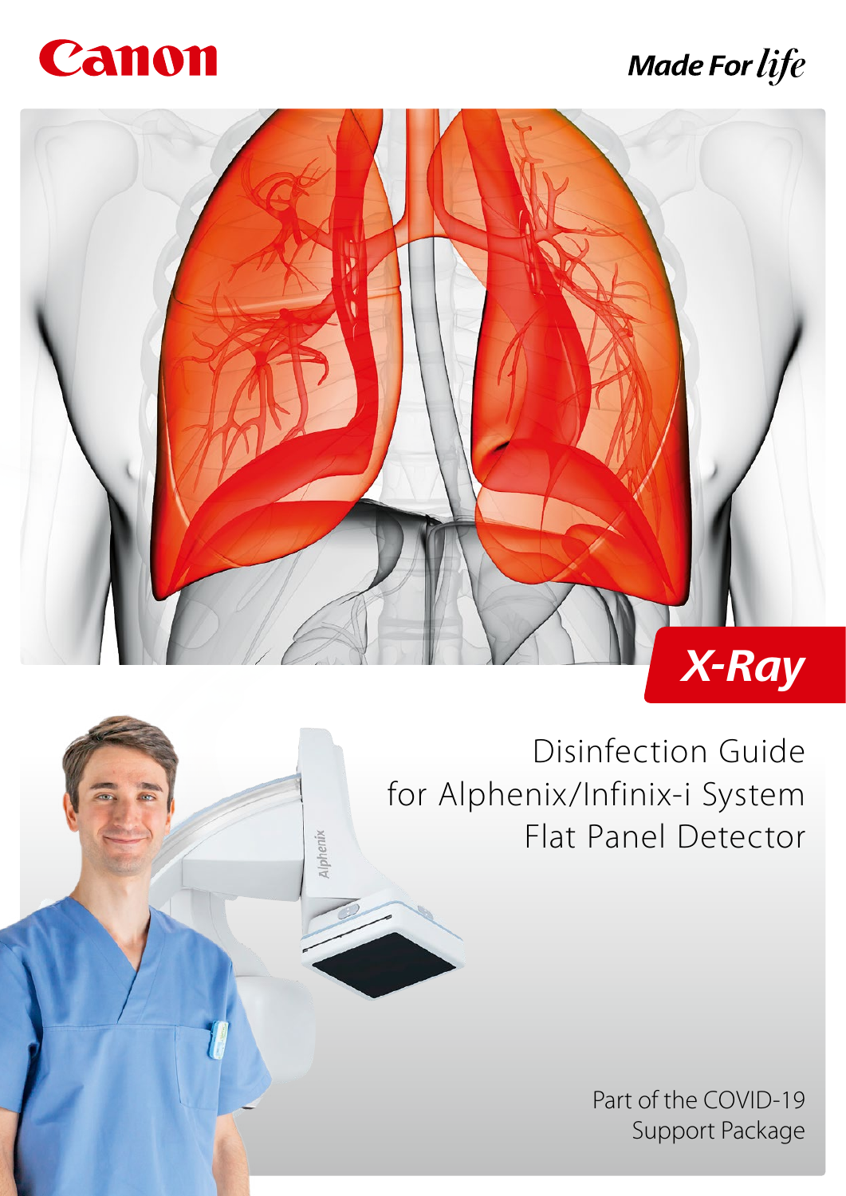Canon

*Made For life*

**X-Ray**

# Disinfection Guide for Alphenix/Infinix-i System Flat Panel Detector

Part of the COVID-19 Support Package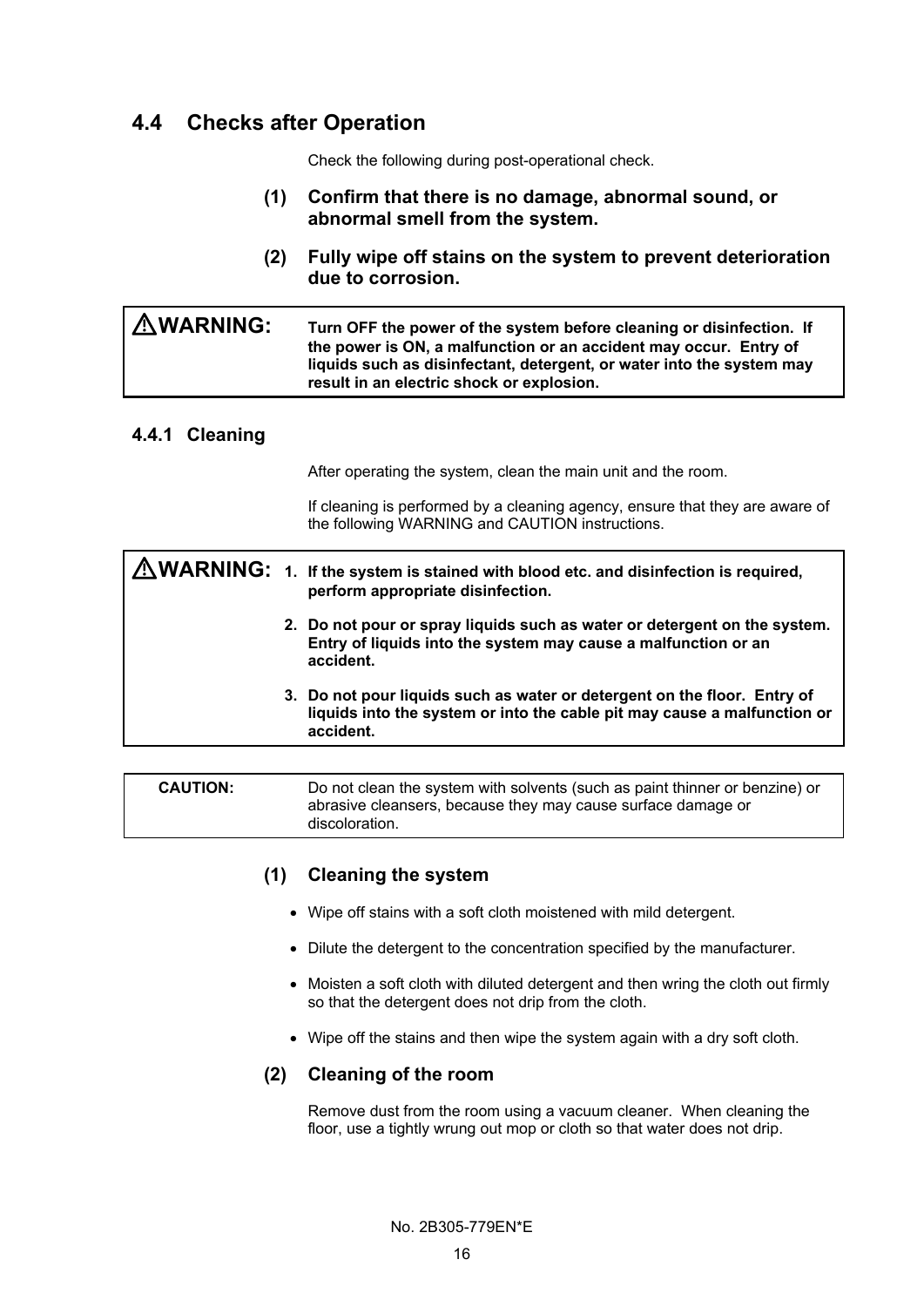## 4.4 Checks after Operation

Check the following during post-operational check.

**(1) Confirm that there is no damage, abnormal sound, or abnormal smell from the system.**

**(2) Fully wipe off stains on the system to prevent deterioration due to corrosion.**

> ⚠**WARNING:** **Turn OFF the power of the system before cleaning or disinfection. If the power is ON, a malfunction or an accident may occur. Entry of liquids such as disinfectant, detergent, or water into the system may result in an electric shock or explosion.**

### 4.4.1 Cleaning

After operating the system, clean the main unit and the room.

If cleaning is performed by a cleaning agency, ensure that they are aware of the following WARNING and CAUTION instructions.

> ⚠**WARNING:**
> 1. **If the system is stained with blood etc. and disinfection is required, perform appropriate disinfection.**
> 2. **Do not pour or spray liquids such as water or detergent on the system. Entry of liquids into the system may cause a malfunction or an accident.**
> 3. **Do not pour liquids such as water or detergent on the floor. Entry of liquids into the system or into the cable pit may cause a malfunction or accident.**

> **CAUTION:** Do not clean the system with solvents (such as paint thinner or benzine) or abrasive cleansers, because they may cause surface damage or discoloration.

**(1) Cleaning the system**

- Wipe off stains with a soft cloth moistened with mild detergent.
- Dilute the detergent to the concentration specified by the manufacturer.
- Moisten a soft cloth with diluted detergent and then wring the cloth out firmly so that the detergent does not drip from the cloth.
- Wipe off the stains and then wipe the system again with a dry soft cloth.

**(2) Cleaning of the room**

Remove dust from the room using a vacuum cleaner. When cleaning the floor, use a tightly wrung out mop or cloth so that water does not drip.

No. 2B305-779EN*E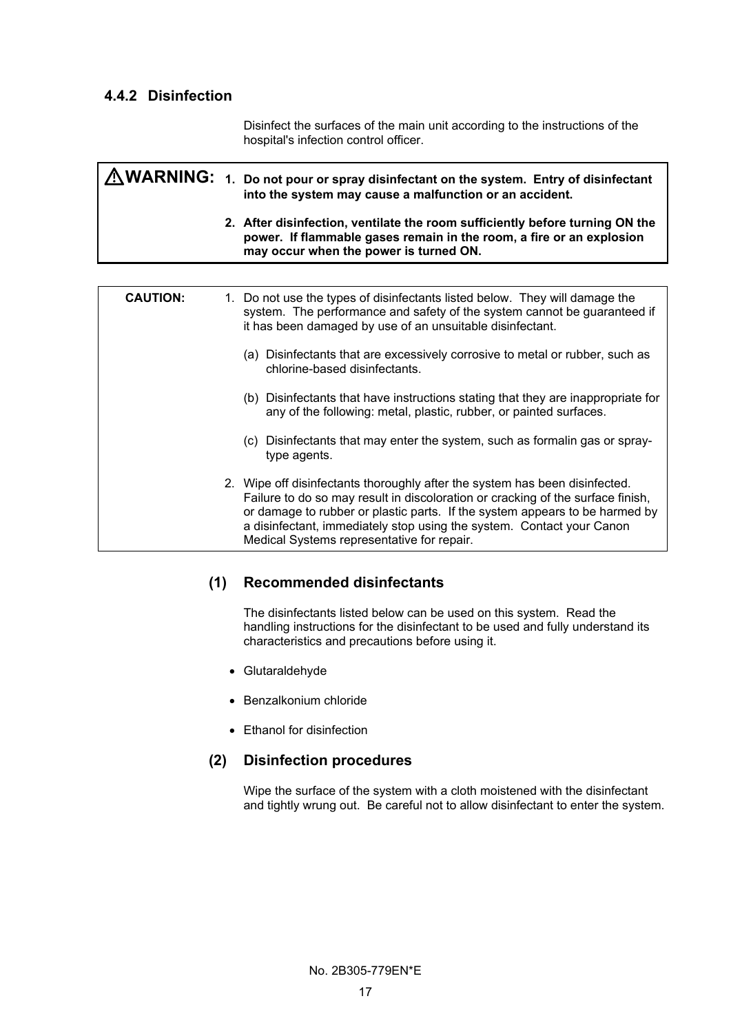### 4.4.2 Disinfection

Disinfect the surfaces of the main unit according to the instructions of the hospital's infection control officer.

| | |
|---|---|
| ⚠**WARNING:** | **1. Do not pour or spray disinfectant on the system. Entry of disinfectant into the system may cause a malfunction or an accident.**<br><br>**2. After disinfection, ventilate the room sufficiently before turning ON the power. If flammable gases remain in the room, a fire or an explosion may occur when the power is turned ON.** |

| | |
|---|---|
| **CAUTION:** | 1. Do not use the types of disinfectants listed below. They will damage the system. The performance and safety of the system cannot be guaranteed if it has been damaged by use of an unsuitable disinfectant.<br><br>(a) Disinfectants that are excessively corrosive to metal or rubber, such as chlorine-based disinfectants.<br><br>(b) Disinfectants that have instructions stating that they are inappropriate for any of the following: metal, plastic, rubber, or painted surfaces.<br><br>(c) Disinfectants that may enter the system, such as formalin gas or spray-type agents.<br><br>2. Wipe off disinfectants thoroughly after the system has been disinfected. Failure to do so may result in discoloration or cracking of the surface finish, or damage to rubber or plastic parts. If the system appears to be harmed by a disinfectant, immediately stop using the system. Contact your Canon Medical Systems representative for repair. |

#### (1) Recommended disinfectants

The disinfectants listed below can be used on this system. Read the handling instructions for the disinfectant to be used and fully understand its characteristics and precautions before using it.

- Glutaraldehyde
- Benzalkonium chloride
- Ethanol for disinfection

#### (2) Disinfection procedures

Wipe the surface of the system with a cloth moistened with the disinfectant and tightly wrung out. Be careful not to allow disinfectant to enter the system.